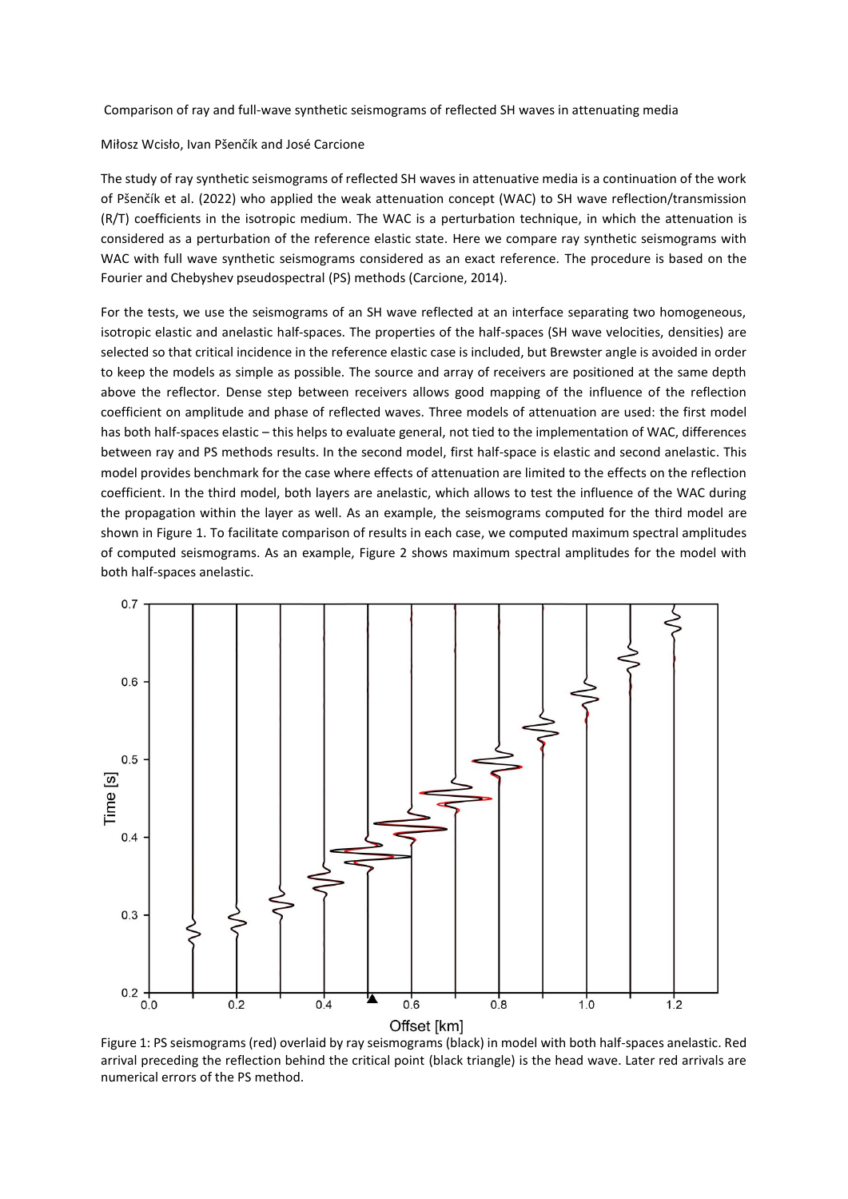Comparison of ray and full-wave synthetic seismograms of reflected SH waves in attenuating media

Miłosz Wcisło, Ivan Pšenčík and José Carcione

The study of ray synthetic seismograms of reflected SH waves in attenuative media is a continuation of the work of Pšenčík et al. (2022) who applied the weak attenuation concept (WAC) to SH wave reflection/transmission (R/T) coefficients in the isotropic medium. The WAC is a perturbation technique, in which the attenuation is considered as a perturbation of the reference elastic state. Here we compare ray synthetic seismograms with WAC with full wave synthetic seismograms considered as an exact reference. The procedure is based on the Fourier and Chebyshev pseudospectral (PS) methods (Carcione, 2014).

For the tests, we use the seismograms of an SH wave reflected at an interface separating two homogeneous, isotropic elastic and anelastic half-spaces. The properties of the half-spaces (SH wave velocities, densities) are selected so that critical incidence in the reference elastic case is included, but Brewster angle is avoided in order to keep the models as simple as possible. The source and array of receivers are positioned at the same depth above the reflector. Dense step between receivers allows good mapping of the influence of the reflection coefficient on amplitude and phase of reflected waves. Three models of attenuation are used: the first model has both half-spaces elastic – this helps to evaluate general, not tied to the implementation of WAC, differences between ray and PS methods results. In the second model, first half-space is elastic and second anelastic. This model provides benchmark for the case where effects of attenuation are limited to the effects on the reflection coefficient. In the third model, both layers are anelastic, which allows to test the influence of the WAC during the propagation within the layer as well. As an example, the seismograms computed for the third model are shown in Figure 1. To facilitate comparison of results in each case, we computed maximum spectral amplitudes of computed seismograms. As an example, Figure 2 shows maximum spectral amplitudes for the model with both half-spaces anelastic.

Figure 1: PS seismograms (red) overlaid by ray seismograms (black) in model with both half-spaces anelastic. Red arrival preceding the reflection behind the critical point (black triangle) is the head wave. Later red arrivals are numerical errors of the PS method.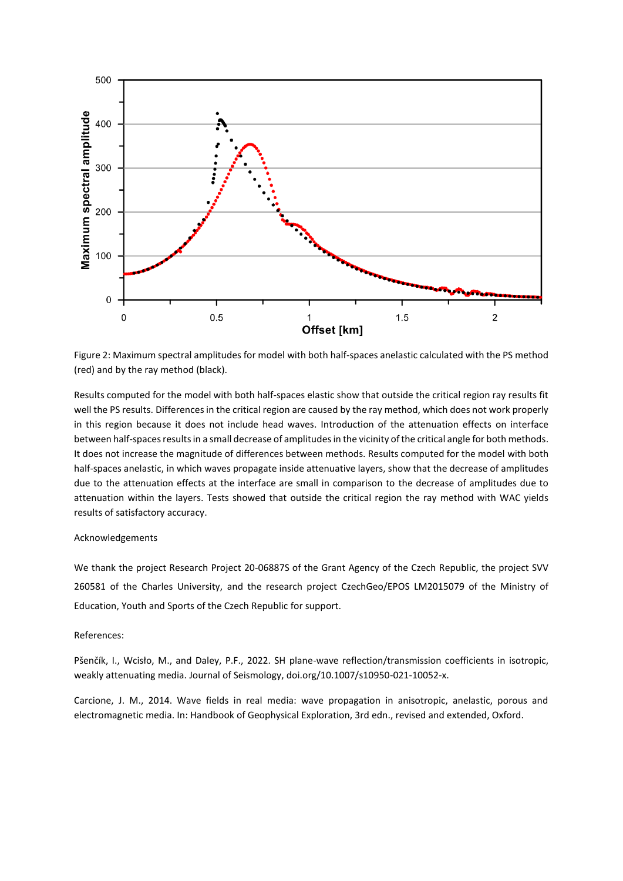500
400
300
200
100
0
Maximum spectral amplitude
0
0.5
1
1.5
2
Offset [km]

Figure 2: Maximum spectral amplitudes for model with both half-spaces anelastic calculated with the PS method (red) and by the ray method (black).

Results computed for the model with both half-spaces elastic show that outside the critical region ray results fit well the PS results. Differences in the critical region are caused by the ray method, which does not work properly in this region because it does not include head waves. Introduction of the attenuation effects on interface between half-spaces results in a small decrease of amplitudes in the vicinity of the critical angle for both methods. It does not increase the magnitude of differences between methods. Results computed for the model with both half-spaces anelastic, in which waves propagate inside attenuative layers, show that the decrease of amplitudes due to the attenuation effects at the interface are small in comparison to the decrease of amplitudes due to attenuation within the layers. Tests showed that outside the critical region the ray method with WAC yields results of satisfactory accuracy.

Acknowledgements

We thank the project Research Project 20-06887S of the Grant Agency of the Czech Republic, the project SVV 260581 of the Charles University, and the research project CzechGeo/EPOS LM2015079 of the Ministry of Education, Youth and Sports of the Czech Republic for support.

References:

Pšenčík, I., Wcisło, M., and Daley, P.F., 2022. SH plane-wave reflection/transmission coefficients in isotropic, weakly attenuating media. Journal of Seismology, doi.org/10.1007/s10950-021-10052-x.

Carcione, J. M., 2014. Wave fields in real media: wave propagation in anisotropic, anelastic, porous and electromagnetic media. In: Handbook of Geophysical Exploration, 3rd edn., revised and extended, Oxford.